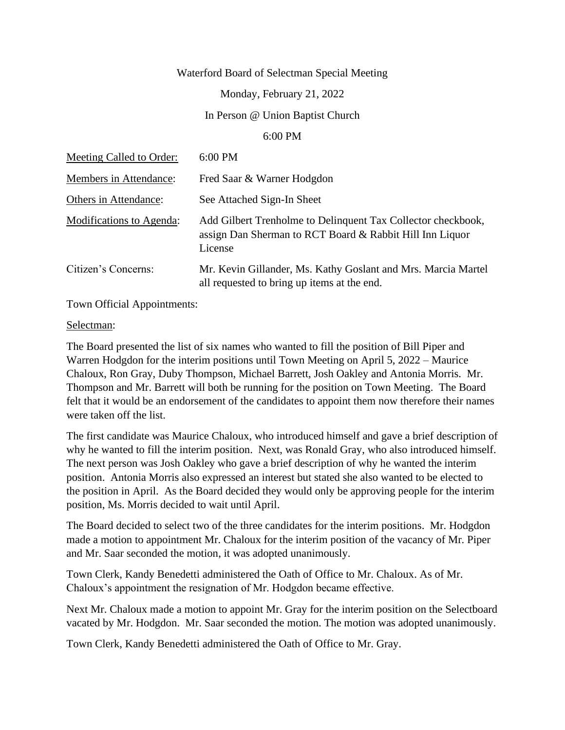Waterford Board of Selectman Special Meeting

Monday, February 21, 2022

In Person @ Union Baptist Church

6:00 PM

| | |
|---|---|
| Meeting Called to Order: | 6:00 PM |
| Members in Attendance: | Fred Saar & Warner Hodgdon |
| Others in Attendance: | See Attached Sign-In Sheet |
| Modifications to Agenda: | Add Gilbert Trenholme to Delinquent Tax Collector checkbook, assign Dan Sherman to RCT Board & Rabbit Hill Inn Liquor License |
| Citizen's Concerns: | Mr. Kevin Gillander, Ms. Kathy Goslant and Mrs. Marcia Martel all requested to bring up items at the end. |

Town Official Appointments:

Selectman:

The Board presented the list of six names who wanted to fill the position of Bill Piper and Warren Hodgdon for the interim positions until Town Meeting on April 5, 2022 – Maurice Chaloux, Ron Gray, Duby Thompson, Michael Barrett, Josh Oakley and Antonia Morris. Mr. Thompson and Mr. Barrett will both be running for the position on Town Meeting. The Board felt that it would be an endorsement of the candidates to appoint them now therefore their names were taken off the list.

The first candidate was Maurice Chaloux, who introduced himself and gave a brief description of why he wanted to fill the interim position. Next, was Ronald Gray, who also introduced himself. The next person was Josh Oakley who gave a brief description of why he wanted the interim position. Antonia Morris also expressed an interest but stated she also wanted to be elected to the position in April. As the Board decided they would only be approving people for the interim position, Ms. Morris decided to wait until April.

The Board decided to select two of the three candidates for the interim positions. Mr. Hodgdon made a motion to appointment Mr. Chaloux for the interim position of the vacancy of Mr. Piper and Mr. Saar seconded the motion, it was adopted unanimously.

Town Clerk, Kandy Benedetti administered the Oath of Office to Mr. Chaloux. As of Mr. Chaloux's appointment the resignation of Mr. Hodgdon became effective.

Next Mr. Chaloux made a motion to appoint Mr. Gray for the interim position on the Selectboard vacated by Mr. Hodgdon. Mr. Saar seconded the motion. The motion was adopted unanimously.

Town Clerk, Kandy Benedetti administered the Oath of Office to Mr. Gray.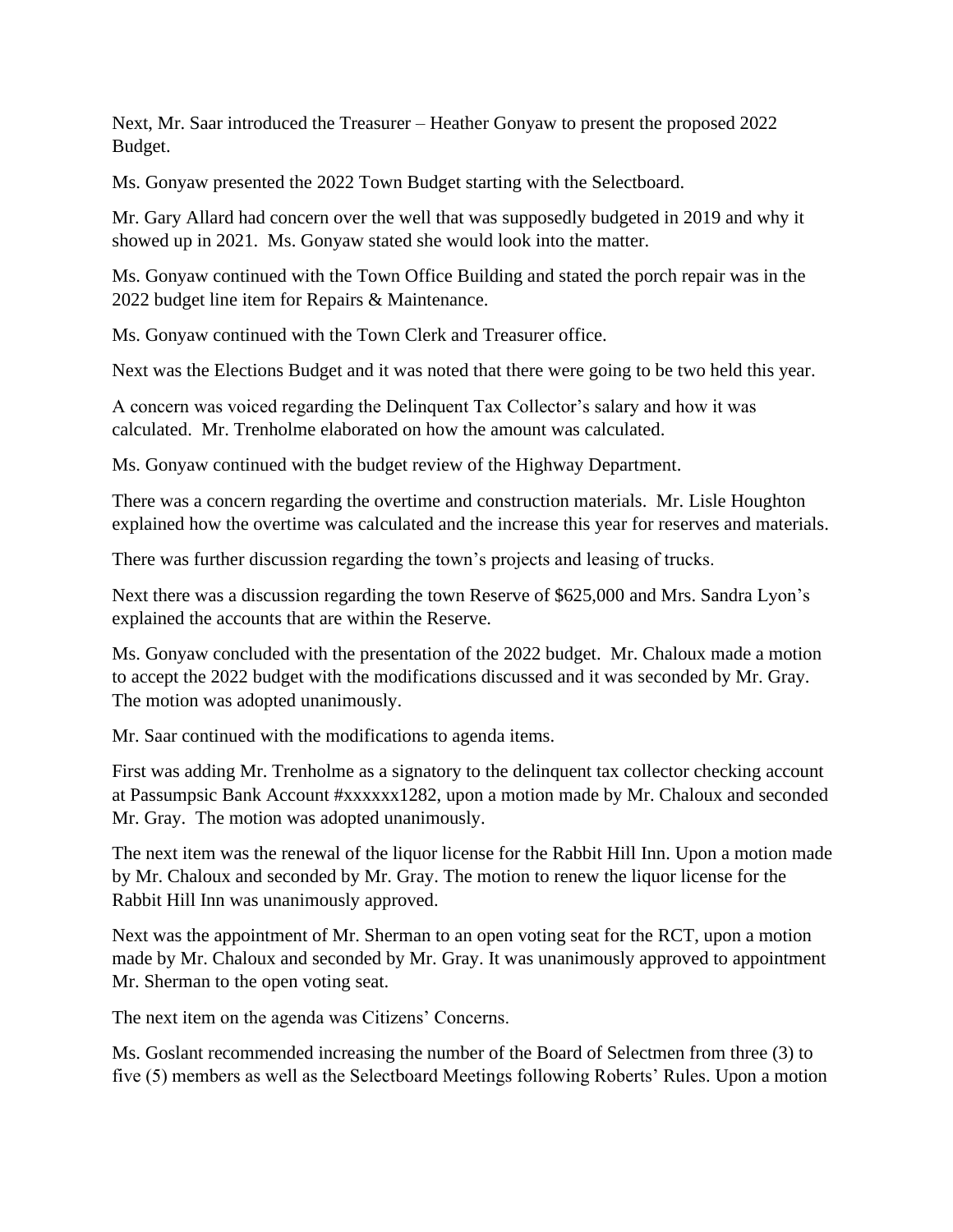Next, Mr. Saar introduced the Treasurer – Heather Gonyaw to present the proposed 2022 Budget.

Ms. Gonyaw presented the 2022 Town Budget starting with the Selectboard.

Mr. Gary Allard had concern over the well that was supposedly budgeted in 2019 and why it showed up in 2021. Ms. Gonyaw stated she would look into the matter.

Ms. Gonyaw continued with the Town Office Building and stated the porch repair was in the 2022 budget line item for Repairs & Maintenance.

Ms. Gonyaw continued with the Town Clerk and Treasurer office.

Next was the Elections Budget and it was noted that there were going to be two held this year.

A concern was voiced regarding the Delinquent Tax Collector's salary and how it was calculated. Mr. Trenholme elaborated on how the amount was calculated.

Ms. Gonyaw continued with the budget review of the Highway Department.

There was a concern regarding the overtime and construction materials. Mr. Lisle Houghton explained how the overtime was calculated and the increase this year for reserves and materials.

There was further discussion regarding the town's projects and leasing of trucks.

Next there was a discussion regarding the town Reserve of $625,000 and Mrs. Sandra Lyon's explained the accounts that are within the Reserve.

Ms. Gonyaw concluded with the presentation of the 2022 budget. Mr. Chaloux made a motion to accept the 2022 budget with the modifications discussed and it was seconded by Mr. Gray. The motion was adopted unanimously.

Mr. Saar continued with the modifications to agenda items.

First was adding Mr. Trenholme as a signatory to the delinquent tax collector checking account at Passumpsic Bank Account #xxxxxx1282, upon a motion made by Mr. Chaloux and seconded Mr. Gray. The motion was adopted unanimously.

The next item was the renewal of the liquor license for the Rabbit Hill Inn. Upon a motion made by Mr. Chaloux and seconded by Mr. Gray. The motion to renew the liquor license for the Rabbit Hill Inn was unanimously approved.

Next was the appointment of Mr. Sherman to an open voting seat for the RCT, upon a motion made by Mr. Chaloux and seconded by Mr. Gray. It was unanimously approved to appointment Mr. Sherman to the open voting seat.

The next item on the agenda was Citizens' Concerns.

Ms. Goslant recommended increasing the number of the Board of Selectmen from three (3) to five (5) members as well as the Selectboard Meetings following Roberts' Rules. Upon a motion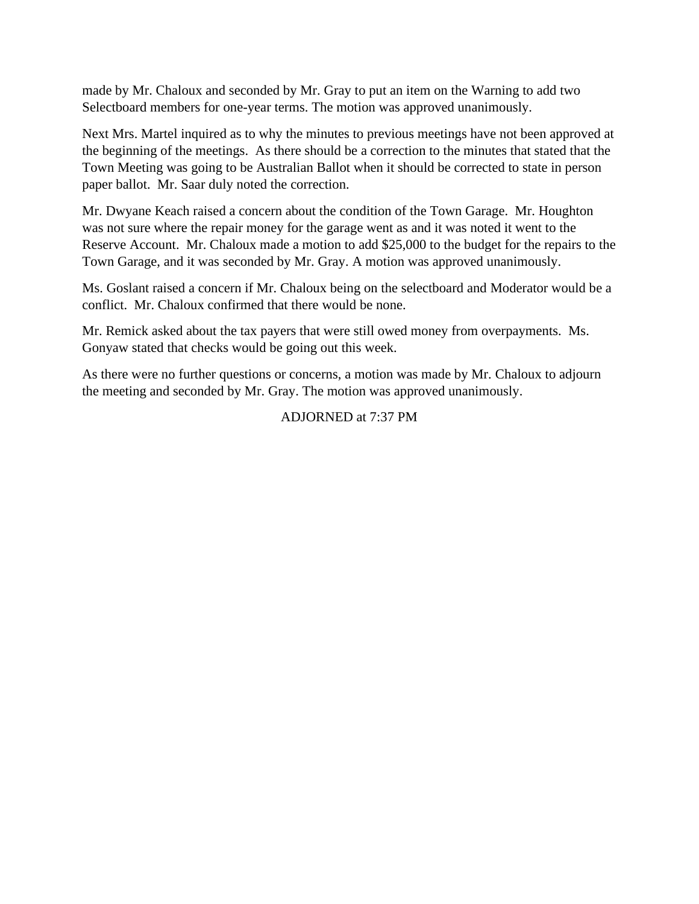made by Mr. Chaloux and seconded by Mr. Gray to put an item on the Warning to add two Selectboard members for one-year terms. The motion was approved unanimously.

Next Mrs. Martel inquired as to why the minutes to previous meetings have not been approved at the beginning of the meetings. As there should be a correction to the minutes that stated that the Town Meeting was going to be Australian Ballot when it should be corrected to state in person paper ballot. Mr. Saar duly noted the correction.

Mr. Dwyane Keach raised a concern about the condition of the Town Garage. Mr. Houghton was not sure where the repair money for the garage went as and it was noted it went to the Reserve Account. Mr. Chaloux made a motion to add $25,000 to the budget for the repairs to the Town Garage, and it was seconded by Mr. Gray. A motion was approved unanimously.

Ms. Goslant raised a concern if Mr. Chaloux being on the selectboard and Moderator would be a conflict. Mr. Chaloux confirmed that there would be none.

Mr. Remick asked about the tax payers that were still owed money from overpayments. Ms. Gonyaw stated that checks would be going out this week.

As there were no further questions or concerns, a motion was made by Mr. Chaloux to adjourn the meeting and seconded by Mr. Gray. The motion was approved unanimously.

ADJORNED at 7:37 PM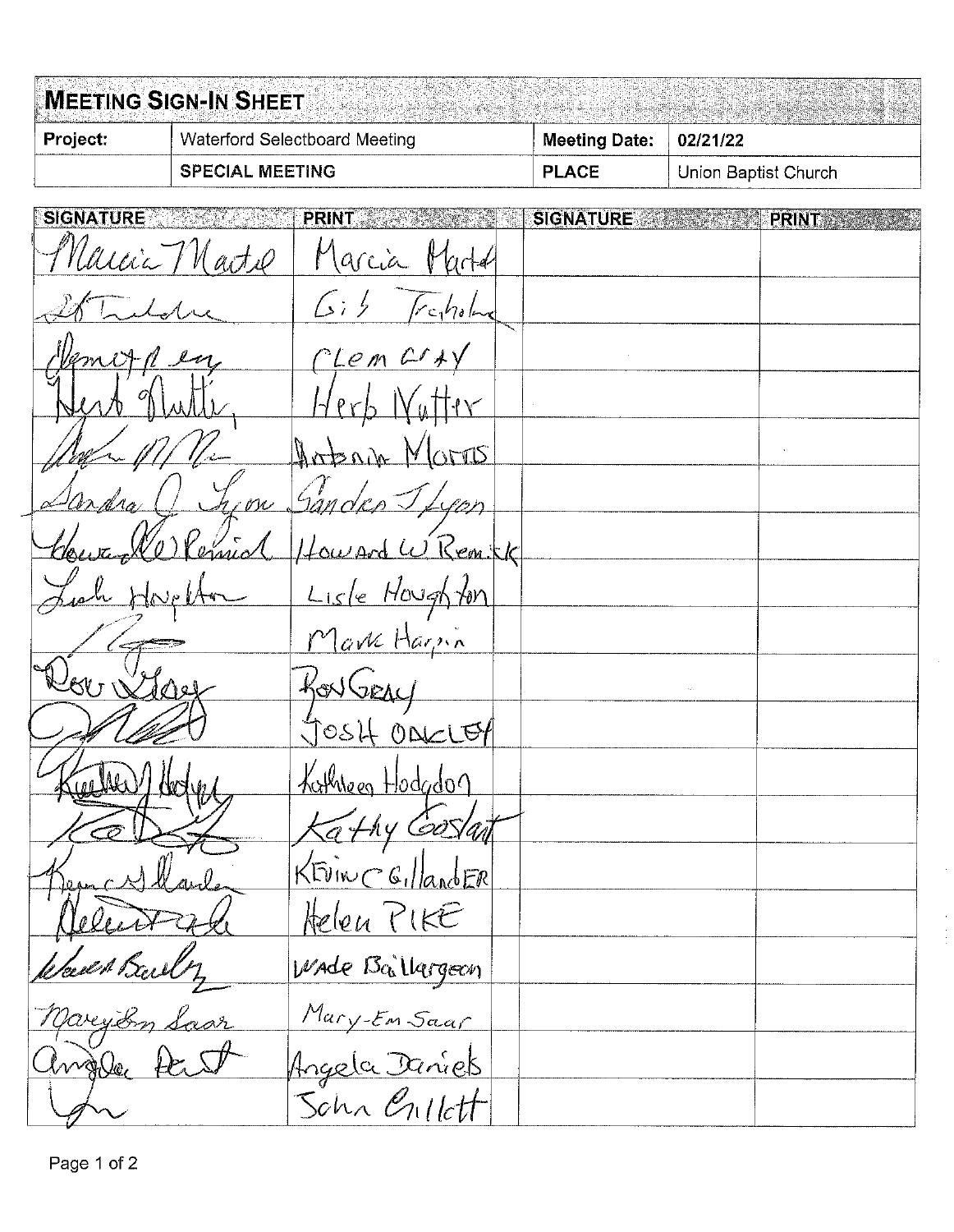# MEETING SIGN-IN SHEET

| Project: | Waterford Selectboard Meeting | Meeting Date: | 02/21/22 |
|---|---|---|---|
| | SPECIAL MEETING | PLACE | Union Baptist Church |

| SIGNATURE | PRINT | SIGNATURE | PRINT |
|---|---|---|---|
| Marcia Martel | Marcia Martel | | |
| Gil Tr... | Gil Tr... | | |
| Clem Gray | CLEM GRAY | | |
| Herb Nutter | Herb Nutter | | |
| | Antonio Morris | | |
| Sandra J Lyon | Sandra J Lyon | | |
| Howard W Remick | Howard W Remick | | |
| Lisle Houghton | Lisle Houghton | | |
| | Mark Harpin | | |
| Ron Gray | Ron Gray | | |
| | JOSH OAKLEY | | |
| Kathleen Hodgdon | Kathleen Hodgdon | | |
| | Kathy Coslatt | | |
| Kevin C Gillander | KEVIN C Gillander | | |
| Helen Pike | Helen PIKE | | |
| Wade Baillargeon | Wade Baillargeon | | |
| Mary-Em Saar | Mary-Em Saar | | |
| Angela Daniels | Angela Daniels | | |
| | John Gillett | | |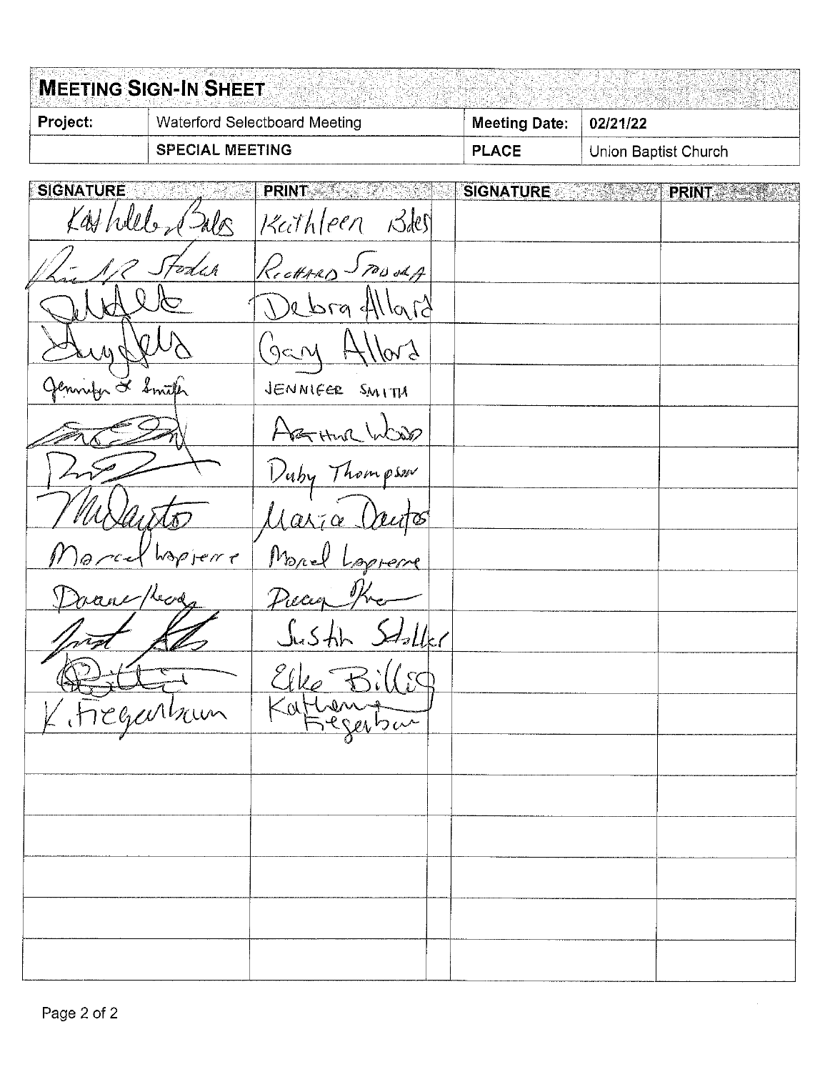## MEETING SIGN-IN SHEET

| | | | |
|---|---|---|---|
| **Project:** | Waterford Selectboard Meeting | **Meeting Date:** | 02/21/22 |
| | **SPECIAL MEETING** | **PLACE** | Union Baptist Church |

| SIGNATURE | PRINT | SIGNATURE | PRINT |
|---|---|---|---|
| Kathleen Bales | Kathleen Bales | | |
| Richard Stoddard | Richard Stoddard | | |
| Debra Allard | Debra Allard | | |
| Gary Allard | Gary Allard | | |
| Jennifer L Smith | JENNIFER SMITH | | |
| | Arthur Wood | | |
| | Duby Thompson | | |
| M Dautos | Maria Dautos | | |
| Marcel Lapierre | Marcel Lapierre | | |
| Duane Rock | Duane Rock | | |
| | Justin Stoller | | |
| | Elke Billig | | |
| K. Fiegenbaum | Katherine Fiegenbaum | | |
| | | | |
| | | | |
| | | | |
| | | | |
| | | | |
| | | | |